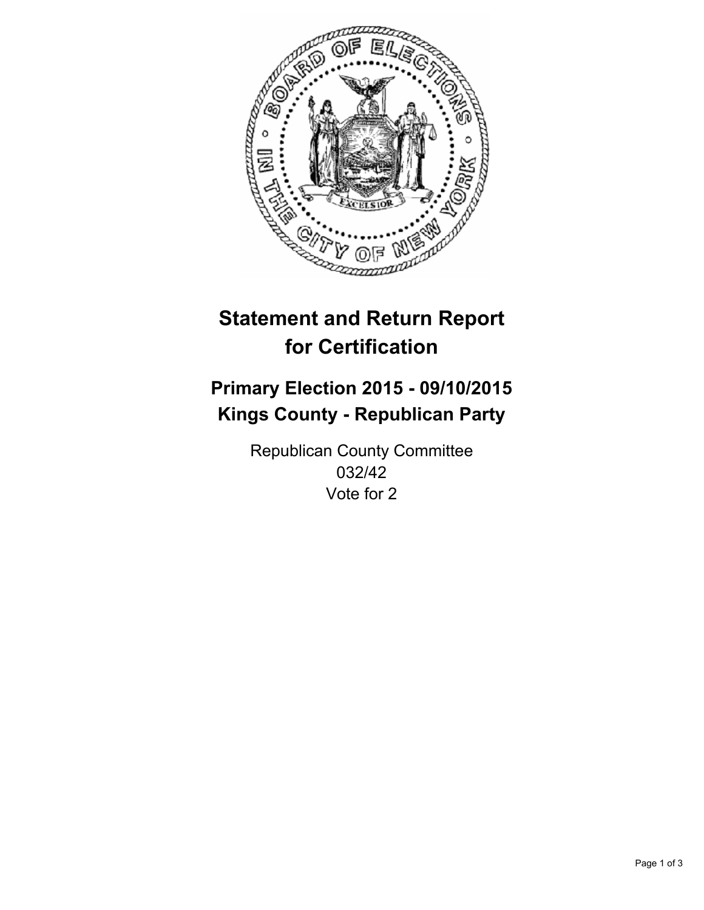# Statement and Return Report for Certification

## Primary Election 2015 - 09/10/2015
## Kings County - Republican Party

Republican County Committee
032/42
Vote for 2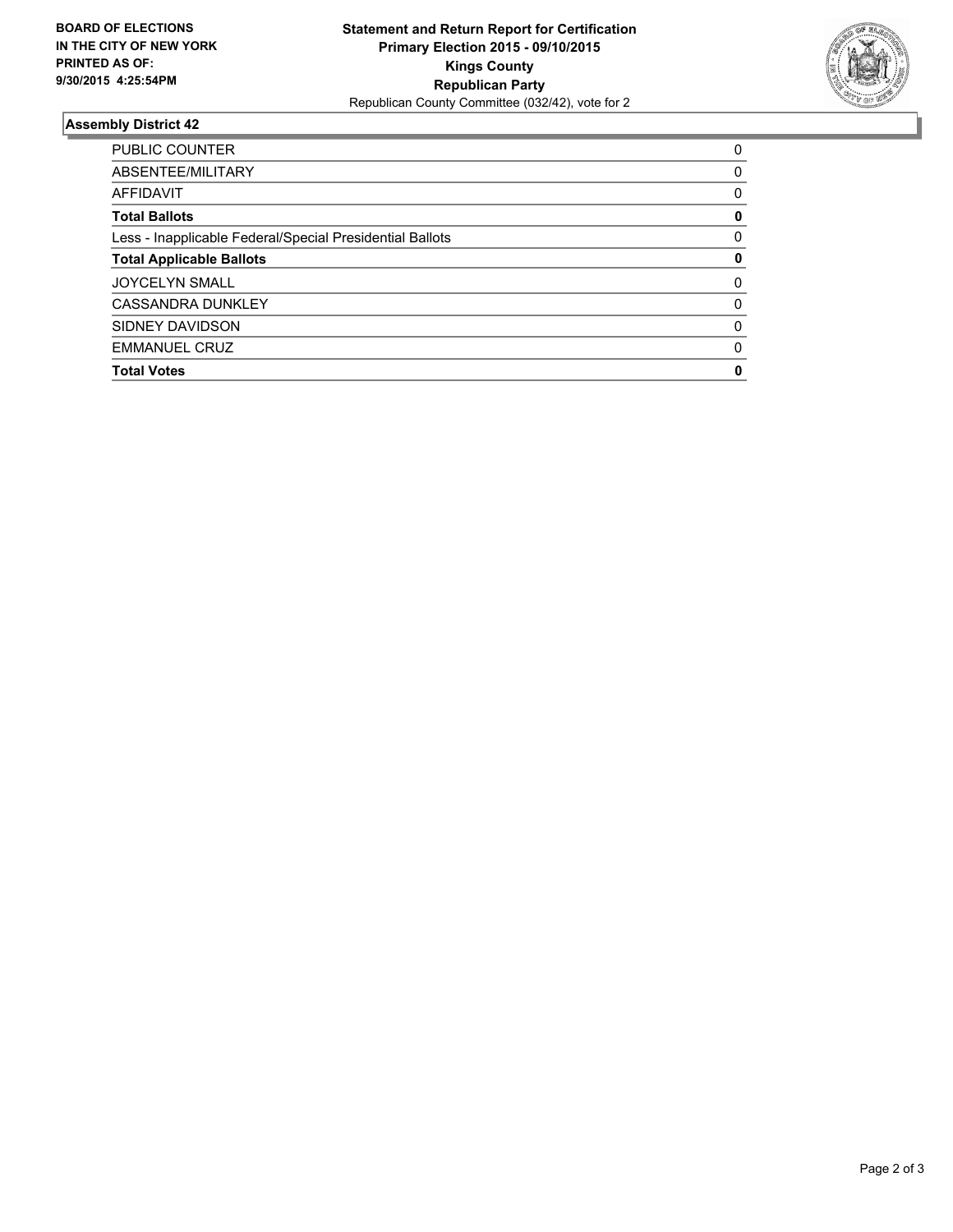**BOARD OF ELECTIONS IN THE CITY OF NEW YORK PRINTED AS OF: 9/30/2015 4:25:54PM**

**Statement and Return Report for Certification**
**Primary Election 2015 - 09/10/2015**
**Kings County**
**Republican Party**
Republican County Committee (032/42), vote for 2

## Assembly District 42

| | |
|---|---|
| PUBLIC COUNTER | 0 |
| ABSENTEE/MILITARY | 0 |
| AFFIDAVIT | 0 |
| **Total Ballots** | **0** |
| Less - Inapplicable Federal/Special Presidential Ballots | 0 |
| **Total Applicable Ballots** | **0** |
| JOYCELYN SMALL | 0 |
| CASSANDRA DUNKLEY | 0 |
| SIDNEY DAVIDSON | 0 |
| EMMANUEL CRUZ | 0 |
| **Total Votes** | **0** |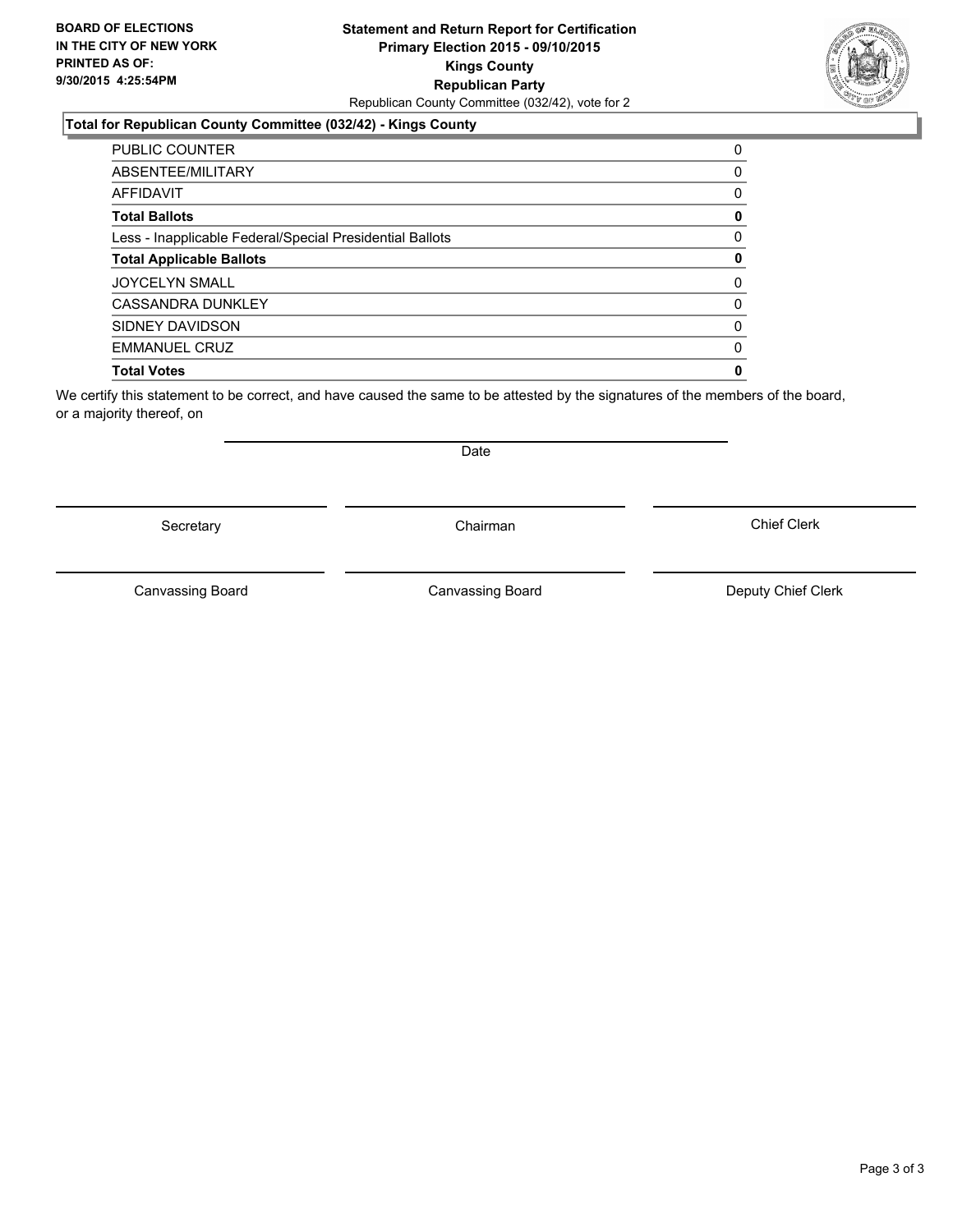**BOARD OF ELECTIONS IN THE CITY OF NEW YORK PRINTED AS OF: 9/30/2015 4:25:54PM**

**Statement and Return Report for Certification**
**Primary Election 2015 - 09/10/2015**
**Kings County**
**Republican Party**
Republican County Committee (032/42), vote for 2

### Total for Republican County Committee (032/42) - Kings County

| | |
|---|---|
| PUBLIC COUNTER | 0 |
| ABSENTEE/MILITARY | 0 |
| AFFIDAVIT | 0 |
| **Total Ballots** | **0** |
| Less - Inapplicable Federal/Special Presidential Ballots | 0 |
| **Total Applicable Ballots** | **0** |
| JOYCELYN SMALL | 0 |
| CASSANDRA DUNKLEY | 0 |
| SIDNEY DAVIDSON | 0 |
| EMMANUEL CRUZ | 0 |
| **Total Votes** | **0** |

We certify this statement to be correct, and have caused the same to be attested by the signatures of the members of the board, or a majority thereof, on

Date

Secretary | Chairman | Chief Clerk

Canvassing Board | Canvassing Board | Deputy Chief Clerk